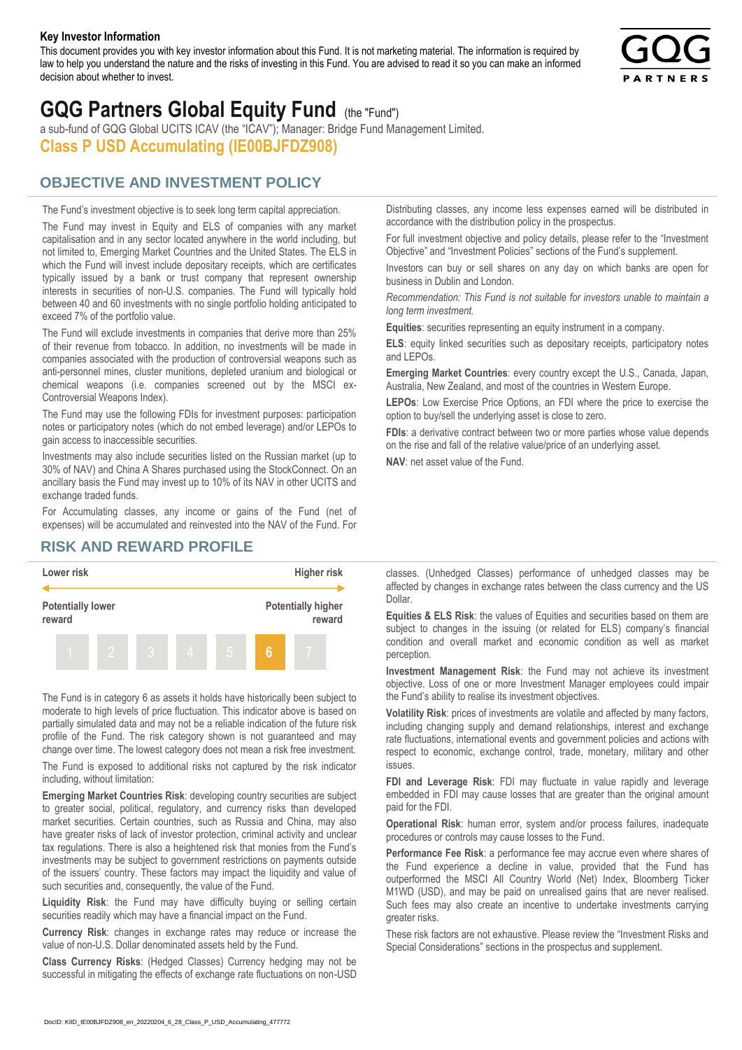**Key Investor Information**

This document provides you with key investor information about this Fund. It is not marketing material. The information is required by law to help you understand the nature and the risks of investing in this Fund. You are advised to read it so you can make an informed decision about whether to invest.

# GQG Partners Global Equity Fund (the "Fund")

a sub-fund of GQG Global UCITS ICAV (the "ICAV"); Manager: Bridge Fund Management Limited.

## Class P USD Accumulating (IE00BJFDZ908)

## OBJECTIVE AND INVESTMENT POLICY

The Fund's investment objective is to seek long term capital appreciation.

The Fund may invest in Equity and ELS of companies with any market capitalisation and in any sector located anywhere in the world including, but not limited to, Emerging Market Countries and the United States. The ELS in which the Fund will invest include depositary receipts, which are certificates typically issued by a bank or trust company that represent ownership interests in securities of non-U.S. companies. The Fund will typically hold between 40 and 60 investments with no single portfolio holding anticipated to exceed 7% of the portfolio value.

The Fund will exclude investments in companies that derive more than 25% of their revenue from tobacco. In addition, no investments will be made in companies associated with the production of controversial weapons such as anti-personnel mines, cluster munitions, depleted uranium and biological or chemical weapons (i.e. companies screened out by the MSCI ex-Controversial Weapons Index).

The Fund may use the following FDIs for investment purposes: participation notes or participatory notes (which do not embed leverage) and/or LEPOs to gain access to inaccessible securities.

Investments may also include securities listed on the Russian market (up to 30% of NAV) and China A Shares purchased using the StockConnect. On an ancillary basis the Fund may invest up to 10% of its NAV in other UCITS and exchange traded funds.

For Accumulating classes, any income or gains of the Fund (net of expenses) will be accumulated and reinvested into the NAV of the Fund. For Distributing classes, any income less expenses earned will be distributed in accordance with the distribution policy in the prospectus.

For full investment objective and policy details, please refer to the "Investment Objective" and "Investment Policies" sections of the Fund's supplement.

Investors can buy or sell shares on any day on which banks are open for business in Dublin and London.

*Recommendation: This Fund is not suitable for investors unable to maintain a long term investment.*

**Equities**: securities representing an equity instrument in a company.

**ELS**: equity linked securities such as depositary receipts, participatory notes and LEPOs.

**Emerging Market Countries**: every country except the U.S., Canada, Japan, Australia, New Zealand, and most of the countries in Western Europe.

**LEPOs**: Low Exercise Price Options, an FDI where the price to exercise the option to buy/sell the underlying asset is close to zero.

**FDIs**: a derivative contract between two or more parties whose value depends on the rise and fall of the relative value/price of an underlying asset.

**NAV**: net asset value of the Fund.

## RISK AND REWARD PROFILE

| Lower risk | | | | | | Higher risk |
|---|---|---|---|---|---|---|
| Potentially lower reward | | | | | | Potentially higher reward |
| 1 | 2 | 3 | 4 | 5 | **6** | 7 |

The Fund is in category 6 as assets it holds have historically been subject to moderate to high levels of price fluctuation. This indicator above is based on partially simulated data and may not be a reliable indication of the future risk profile of the Fund. The risk category shown is not guaranteed and may change over time. The lowest category does not mean a risk free investment.

The Fund is exposed to additional risks not captured by the risk indicator including, without limitation:

**Emerging Market Countries Risk**: developing country securities are subject to greater social, political, regulatory, and currency risks than developed market securities. Certain countries, such as Russia and China, may also have greater risks of lack of investor protection, criminal activity and unclear tax regulations. There is also a heightened risk that monies from the Fund's investments may be subject to government restrictions on payments outside of the issuers' country. These factors may impact the liquidity and value of such securities and, consequently, the value of the Fund.

**Liquidity Risk**: the Fund may have difficulty buying or selling certain securities readily which may have a financial impact on the Fund.

**Currency Risk**: changes in exchange rates may reduce or increase the value of non-U.S. Dollar denominated assets held by the Fund.

**Class Currency Risks**: (Hedged Classes) Currency hedging may not be successful in mitigating the effects of exchange rate fluctuations on non-USD classes. (Unhedged Classes) performance of unhedged classes may be affected by changes in exchange rates between the class currency and the US Dollar.

**Equities & ELS Risk**: the values of Equities and securities based on them are subject to changes in the issuing (or related for ELS) company's financial condition and overall market and economic condition as well as market perception.

**Investment Management Risk**: the Fund may not achieve its investment objective. Loss of one or more Investment Manager employees could impair the Fund's ability to realise its investment objectives.

**Volatility Risk**: prices of investments are volatile and affected by many factors, including changing supply and demand relationships, interest and exchange rate fluctuations, international events and government policies and actions with respect to economic, exchange control, trade, monetary, military and other issues.

**FDI and Leverage Risk**: FDI may fluctuate in value rapidly and leverage embedded in FDI may cause losses that are greater than the original amount paid for the FDI.

**Operational Risk**: human error, system and/or process failures, inadequate procedures or controls may cause losses to the Fund.

**Performance Fee Risk**: a performance fee may accrue even where shares of the Fund experience a decline in value, provided that the Fund has outperformed the MSCI All Country World (Net) Index, Bloomberg Ticker M1WD (USD), and may be paid on unrealised gains that are never realised. Such fees may also create an incentive to undertake investments carrying greater risks.

These risk factors are not exhaustive. Please review the "Investment Risks and Special Considerations" sections in the prospectus and supplement.

DocID: KIID_IE00BJFDZ908_en_20220204_6_28_Class_P_USD_Accumulating_477772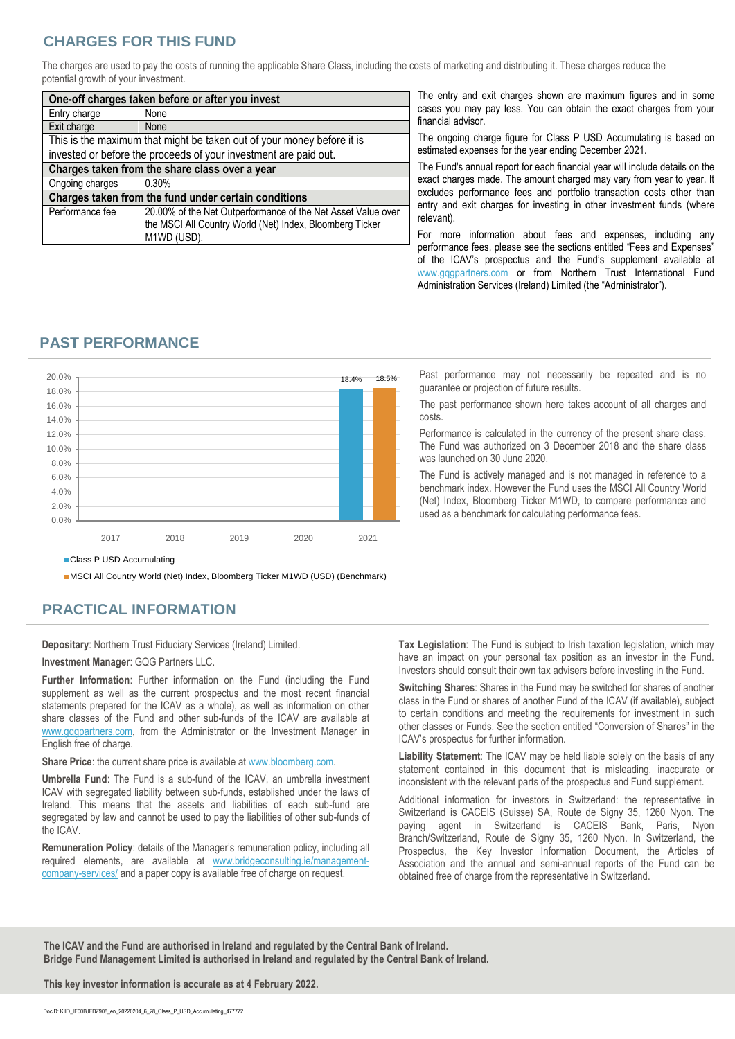## CHARGES FOR THIS FUND

The charges are used to pay the costs of running the applicable Share Class, including the costs of marketing and distributing it. These charges reduce the potential growth of your investment.

| One-off charges taken before or after you invest | |
|---|---|
| Entry charge | None |
| Exit charge | None |
| This is the maximum that might be taken out of your money before it is invested or before the proceeds of your investment are paid out. | |
| **Charges taken from the share class over a year** | |
| Ongoing charges | 0.30% |
| **Charges taken from the fund under certain conditions** | |
| Performance fee | 20.00% of the Net Outperformance of the Net Asset Value over the MSCI All Country World (Net) Index, Bloomberg Ticker M1WD (USD). |

The entry and exit charges shown are maximum figures and in some cases you may pay less. You can obtain the exact charges from your financial advisor.

The ongoing charge figure for Class P USD Accumulating is based on estimated expenses for the year ending December 2021.

The Fund's annual report for each financial year will include details on the exact charges made. The amount charged may vary from year to year. It excludes performance fees and portfolio transaction costs other than entry and exit charges for investing in other investment funds (where relevant).

For more information about fees and expenses, including any performance fees, please see the sections entitled "Fees and Expenses" of the ICAV's prospectus and the Fund's supplement available at www.gqgpartners.com or from Northern Trust International Fund Administration Services (Ireland) Limited (the "Administrator").

## PAST PERFORMANCE

20.0%
18.0%
16.0%
14.0%
12.0%
10.0%
8.0%
6.0%
4.0%
2.0%
0.0%

18.4%
18.5%

2017
2018
2019
2020
2021

Class P USD Accumulating

MSCI All Country World (Net) Index, Bloomberg Ticker M1WD (USD) (Benchmark)

Past performance may not necessarily be repeated and is no guarantee or projection of future results.

The past performance shown here takes account of all charges and costs.

Performance is calculated in the currency of the present share class. The Fund was authorized on 3 December 2018 and the share class was launched on 30 June 2020.

The Fund is actively managed and is not managed in reference to a benchmark index. However the Fund uses the MSCI All Country World (Net) Index, Bloomberg Ticker M1WD, to compare performance and used as a benchmark for calculating performance fees.

## PRACTICAL INFORMATION

**Depositary**: Northern Trust Fiduciary Services (Ireland) Limited.

**Investment Manager**: GQG Partners LLC.

**Further Information**: Further information on the Fund (including the Fund supplement as well as the current prospectus and the most recent financial statements prepared for the ICAV as a whole), as well as information on other share classes of the Fund and other sub-funds of the ICAV are available at www.gqgpartners.com, from the Administrator or the Investment Manager in English free of charge.

**Share Price**: the current share price is available at www.bloomberg.com.

**Umbrella Fund**: The Fund is a sub-fund of the ICAV, an umbrella investment ICAV with segregated liability between sub-funds, established under the laws of Ireland. This means that the assets and liabilities of each sub-fund are segregated by law and cannot be used to pay the liabilities of other sub-funds of the ICAV.

**Remuneration Policy**: details of the Manager's remuneration policy, including all required elements, are available at www.bridgeconsulting.ie/management-company-services/ and a paper copy is available free of charge on request.

**Tax Legislation**: The Fund is subject to Irish taxation legislation, which may have an impact on your personal tax position as an investor in the Fund. Investors should consult their own tax advisers before investing in the Fund.

**Switching Shares**: Shares in the Fund may be switched for shares of another class in the Fund or shares of another Fund of the ICAV (if available), subject to certain conditions and meeting the requirements for investment in such other classes or Funds. See the section entitled "Conversion of Shares" in the ICAV's prospectus for further information.

**Liability Statement**: The ICAV may be held liable solely on the basis of any statement contained in this document that is misleading, inaccurate or inconsistent with the relevant parts of the prospectus and Fund supplement.

Additional information for investors in Switzerland: the representative in Switzerland is CACEIS (Suisse) SA, Route de Signy 35, 1260 Nyon. The paying agent in Switzerland is CACEIS Bank, Paris, Nyon Branch/Switzerland, Route de Signy 35, 1260 Nyon. In Switzerland, the Prospectus, the Key Investor Information Document, the Articles of Association and the annual and semi-annual reports of the Fund can be obtained free of charge from the representative in Switzerland.

**The ICAV and the Fund are authorised in Ireland and regulated by the Central Bank of Ireland.**
**Bridge Fund Management Limited is authorised in Ireland and regulated by the Central Bank of Ireland.**

**This key investor information is accurate as at 4 February 2022.**

DocID: KIID_IE00BJFDZ908_en_20220204_6_28_Class_P_USD_Accumulating_477772